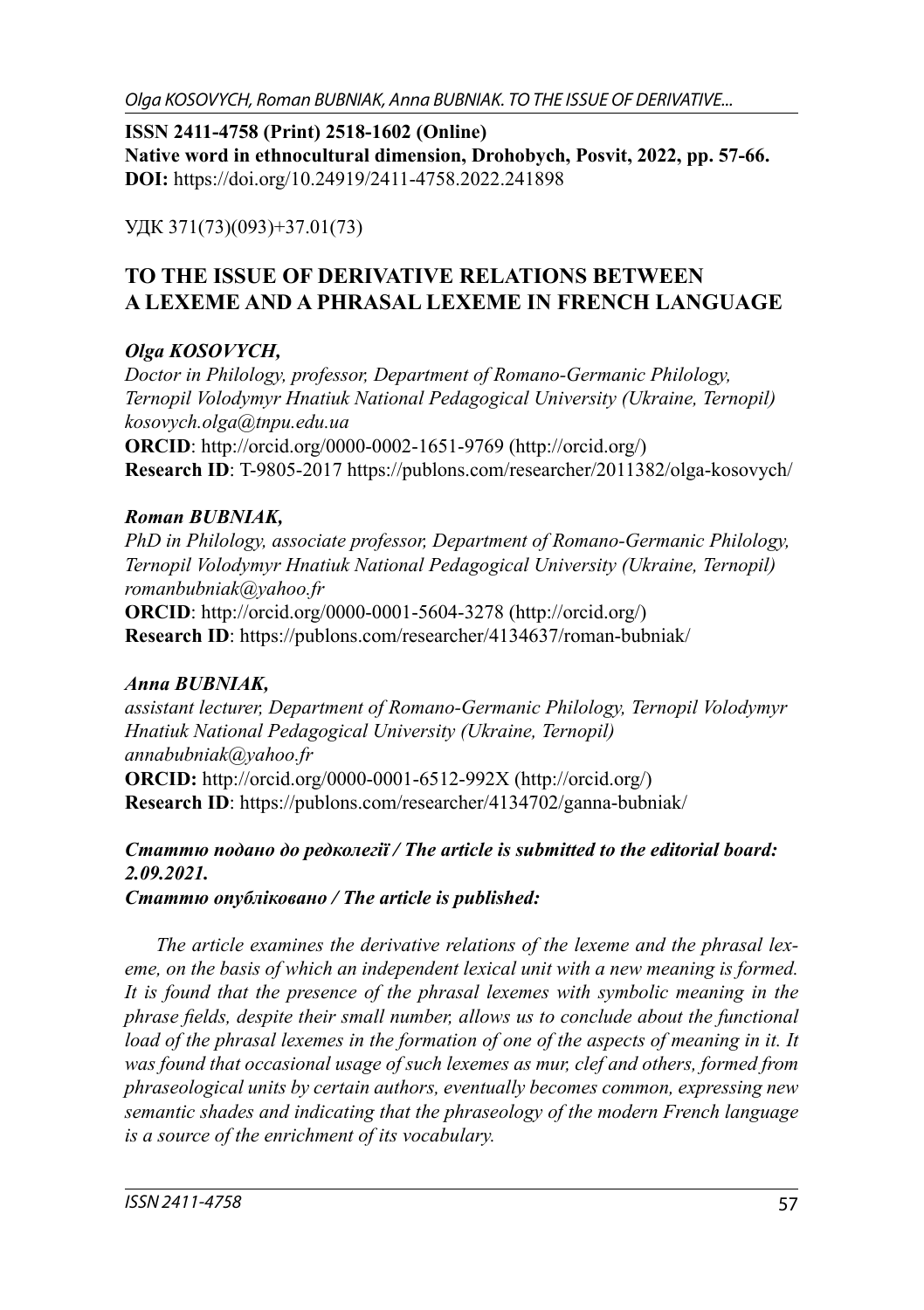**ISSN 2411-4758 (Print) 2518-1602 (Online)**
**Native word in ethnocultural dimension, Drohobych, Posvit, 2022, pp. 57-66.**
**DOI:** https://doi.org/10.24919/2411-4758.2022.241898

УДК 371(73)(093)+37.01(73)

# TO THE ISSUE OF DERIVATIVE RELATIONS BETWEEN A LEXEME AND A PHRASAL LEXEME IN FRENCH LANGUAGE

***Olga KOSOVYCH,***
*Doctor in Philology, professor, Department of Romano-Germanic Philology, Ternopil Volodymyr Hnatiuk National Pedagogical University (Ukraine, Ternopil)*
*kosovych.olga@tnpu.edu.ua*
**ORCID**: http://orcid.org/0000-0002-1651-9769 (http://orcid.org/)
**Research ID**: T-9805-2017 https://publons.com/researcher/2011382/olga-kosovych/

***Roman BUBNIAK,***
*PhD in Philology, associate professor, Department of Romano-Germanic Philology, Ternopil Volodymyr Hnatiuk National Pedagogical University (Ukraine, Ternopil)*
*romanbubniak@yahoo.fr*
**ORCID**: http://orcid.org/0000-0001-5604-3278 (http://orcid.org/)
**Research ID**: https://publons.com/researcher/4134637/roman-bubniak/

***Anna BUBNIAK,***
*assistant lecturer, Department of Romano-Germanic Philology, Ternopil Volodymyr Hnatiuk National Pedagogical University (Ukraine, Ternopil)*
*annabubniak@yahoo.fr*
**ORCID:** http://orcid.org/0000-0001-6512-992X (http://orcid.org/)
**Research ID**: https://publons.com/researcher/4134702/ganna-bubniak/

***Статтю подано до редколегії / The article is submitted to the editorial board: 2.09.2021.***
***Статтю опубліковано / The article is published:***

*The article examines the derivative relations of the lexeme and the phrasal lexeme, on the basis of which an independent lexical unit with a new meaning is formed. It is found that the presence of the phrasal lexemes with symbolic meaning in the phrase fields, despite their small number, allows us to conclude about the functional load of the phrasal lexemes in the formation of one of the aspects of meaning in it. It was found that occasional usage of such lexemes as mur, clef and others, formed from phraseological units by certain authors, eventually becomes common, expressing new semantic shades and indicating that the phraseology of the modern French language is a source of the enrichment of its vocabulary.*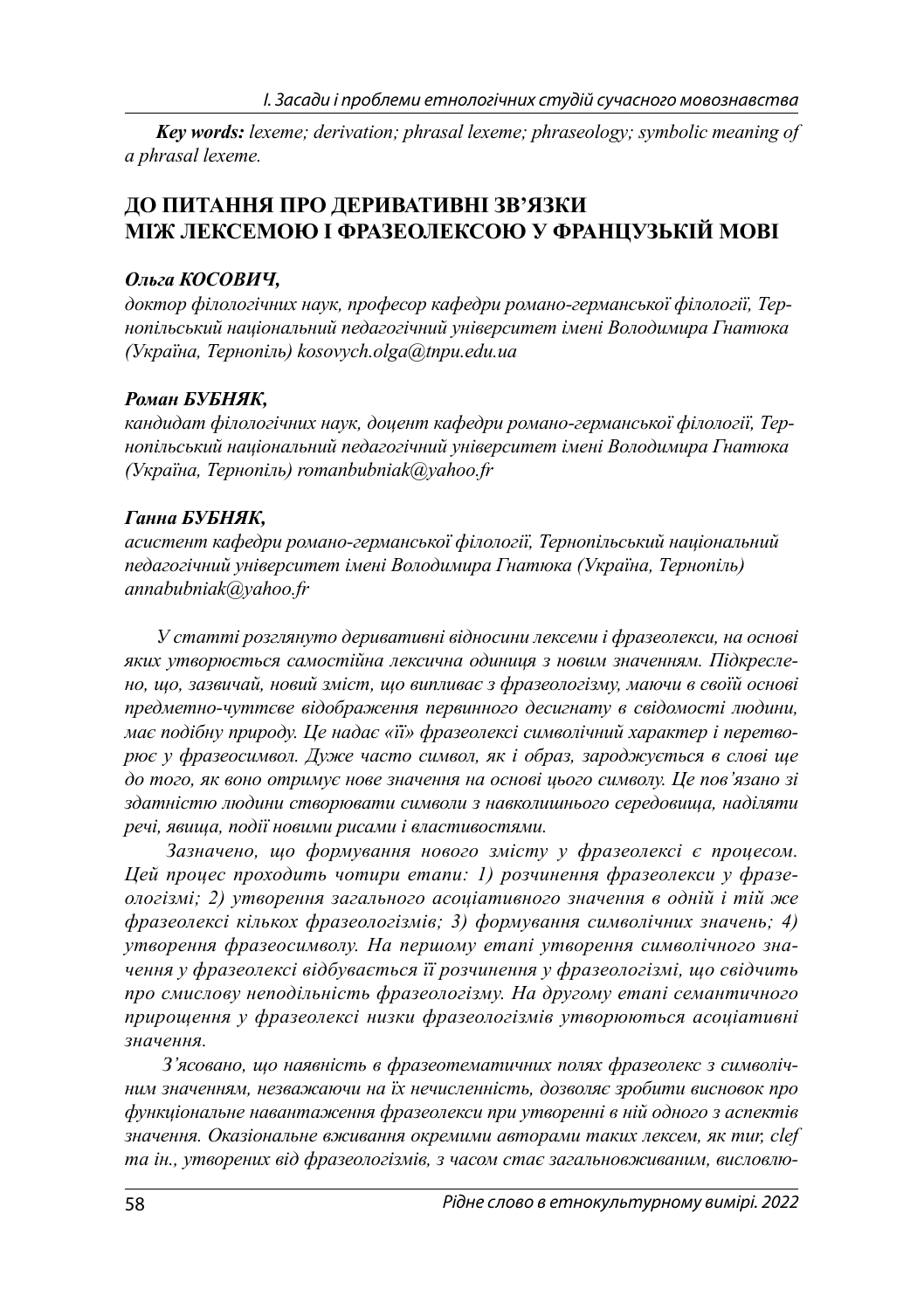***Key words:*** *lexeme; derivation; phrasal lexeme; phraseology; symbolic meaning of a phrasal lexeme.*

## ДО ПИТАННЯ ПРО ДЕРИВАТИВНІ ЗВ'ЯЗКИ МІЖ ЛЕКСЕМОЮ І ФРАЗЕОЛЕКСОЮ У ФРАНЦУЗЬКІЙ МОВІ

***Ольга КОСОВИЧ,***
*доктор філологічних наук, професор кафедри романо-германської філології, Тернопільський національний педагогічний університет імені Володимира Гнатюка (Україна, Тернопіль) kosovych.olga@tnpu.edu.ua*

***Роман БУБНЯК,***
*кандидат філологічних наук, доцент кафедри романо-германської філології, Тернопільський національний педагогічний університет імені Володимира Гнатюка (Україна, Тернопіль) romanbubniak@yahoo.fr*

***Ганна БУБНЯК,***
*асистент кафедри романо-германської філології, Тернопільський національний педагогічний університет імені Володимира Гнатюка (Україна, Тернопіль) annabubniak@yahoo.fr*

*У статті розглянуто деривативні відносини лексеми і фразеолекси, на основі яких утворюється самостійна лексична одиниця з новим значенням. Підкреслено, що, зазвичай, новий зміст, що випливає з фразеологізму, маючи в своїй основі предметно-чуттєве відображення первинного десигнату в свідомості людини, має подібну природу. Це надає «її» фразеолексі символічний характер і перетворює у фразеосимвол. Дуже часто символ, як і образ, зароджується в слові ще до того, як воно отримує нове значення на основі цього символу. Це пов'язано зі здатністю людини створювати символи з навколишнього середовища, наділяти речі, явища, події новими рисами і властивостями.*

*Зазначено, що формування нового змісту у фразеолексі є процесом. Цей процес проходить чотири етапи: 1) розчинення фразеолекси у фразеологізмі; 2) утворення загального асоціативного значення в одній і тій же фразеолексі кількох фразеологізмів; 3) формування символічних значень; 4) утворення фразеосимволу. На першому етапі утворення символічного значення у фразеолексі відбувається її розчинення у фразеологізмі, що свідчить про смислову неподільність фразеологізму. На другому етапі семантичного прирощення у фразеолексі низки фразеологізмів утворюються асоціативні значення.*

*З'ясовано, що наявність в фразеотематичних полях фразеолекс з символічним значенням, незважаючи на їх нечисленність, дозволяє зробити висновок про функціональне навантаження фразеолекси при утворенні в ній одного з аспектів значення. Оказіональне вживання окремими авторами таких лексем, як tur, clef та ін., утворених від фразеологізмів, з часом стає загальновживаним, висловлю-*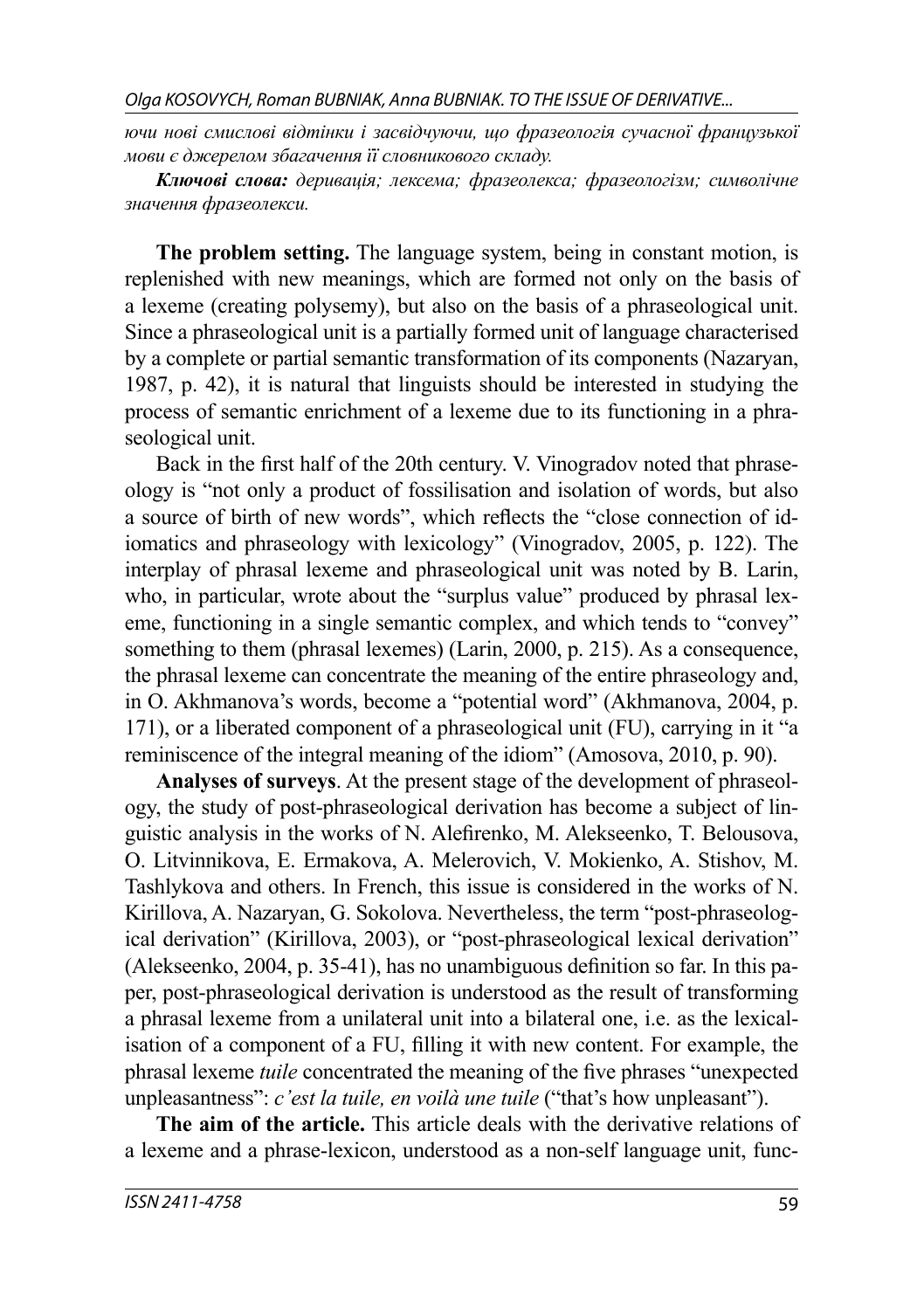*ючи нові смислові відтінки і засвідчуючи, що фразеологія сучасної французької мови є джерелом збагачення її словникового складу.*

***Ключові слова:*** *деривація; лексема; фразеолекса; фразеологізм; символічне значення фразеолекси.*

**The problem setting.** The language system, being in constant motion, is replenished with new meanings, which are formed not only on the basis of a lexeme (creating polysemy), but also on the basis of a phraseological unit. Since a phraseological unit is a partially formed unit of language characterised by a complete or partial semantic transformation of its components (Nazaryan, 1987, p. 42), it is natural that linguists should be interested in studying the process of semantic enrichment of a lexeme due to its functioning in a phraseological unit.

Back in the first half of the 20th century. V. Vinogradov noted that phraseology is "not only a product of fossilisation and isolation of words, but also a source of birth of new words", which reflects the "close connection of idiomatics and phraseology with lexicology" (Vinogradov, 2005, p. 122). The interplay of phrasal lexeme and phraseological unit was noted by B. Larin, who, in particular, wrote about the "surplus value" produced by phrasal lexeme, functioning in a single semantic complex, and which tends to "convey" something to them (phrasal lexemes) (Larin, 2000, p. 215). As a consequence, the phrasal lexeme can concentrate the meaning of the entire phraseology and, in O. Akhmanova's words, become a "potential word" (Akhmanova, 2004, p. 171), or a liberated component of a phraseological unit (FU), carrying in it "a reminiscence of the integral meaning of the idiom" (Amosova, 2010, p. 90).

**Analyses of surveys**. At the present stage of the development of phraseology, the study of post-phraseological derivation has become a subject of linguistic analysis in the works of N. Alefirenko, M. Alekseenko, T. Belousova, O. Litvinnikova, E. Ermakova, A. Melerovich, V. Mokienko, A. Stishov, M. Tashlykova and others. In French, this issue is considered in the works of N. Kirillova, A. Nazaryan, G. Sokolova. Nevertheless, the term "post-phraseological derivation" (Kirillova, 2003), or "post-phraseological lexical derivation" (Alekseenko, 2004, p. 35-41), has no unambiguous definition so far. In this paper, post-phraseological derivation is understood as the result of transforming a phrasal lexeme from a unilateral unit into a bilateral one, i.e. as the lexicalisation of a component of a FU, filling it with new content. For example, the phrasal lexeme *tuile* concentrated the meaning of the five phrases "unexpected unpleasantness": *c'est la tuile, en voilà une tuile* ("that's how unpleasant").

**The aim of the article.** This article deals with the derivative relations of a lexeme and a phrase-lexicon, understood as a non-self language unit, func-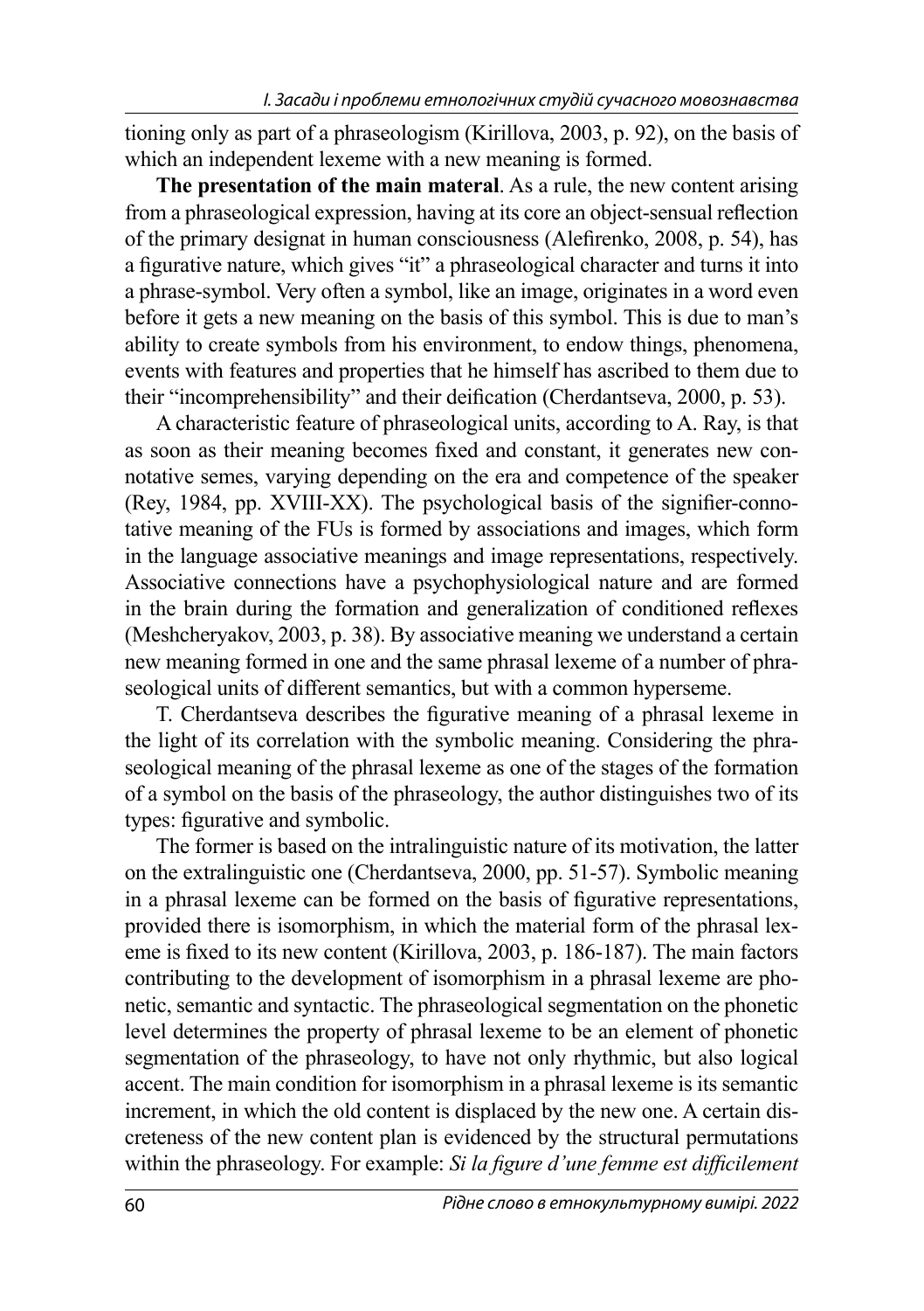tioning only as part of a phraseologism (Kirillova, 2003, p. 92), on the basis of which an independent lexeme with a new meaning is formed.

**The presentation of the main materal**. As a rule, the new content arising from a phraseological expression, having at its core an object-sensual reflection of the primary designat in human consciousness (Alefirenko, 2008, p. 54), has a figurative nature, which gives "it" a phraseological character and turns it into a phrase-symbol. Very often a symbol, like an image, originates in a word even before it gets a new meaning on the basis of this symbol. This is due to man's ability to create symbols from his environment, to endow things, phenomena, events with features and properties that he himself has ascribed to them due to their "incomprehensibility" and their deification (Cherdantseva, 2000, p. 53).

A characteristic feature of phraseological units, according to A. Ray, is that as soon as their meaning becomes fixed and constant, it generates new connotative semes, varying depending on the era and competence of the speaker (Rey, 1984, pp. XVIII-XX). The psychological basis of the signifier-connotative meaning of the FUs is formed by associations and images, which form in the language associative meanings and image representations, respectively. Associative connections have a psychophysiological nature and are formed in the brain during the formation and generalization of conditioned reflexes (Meshcheryakov, 2003, p. 38). By associative meaning we understand a certain new meaning formed in one and the same phrasal lexeme of a number of phraseological units of different semantics, but with a common hyperseme.

T. Cherdantseva describes the figurative meaning of a phrasal lexeme in the light of its correlation with the symbolic meaning. Considering the phraseological meaning of the phrasal lexeme as one of the stages of the formation of a symbol on the basis of the phraseology, the author distinguishes two of its types: figurative and symbolic.

The former is based on the intralinguistic nature of its motivation, the latter on the extralinguistic one (Cherdantseva, 2000, pp. 51-57). Symbolic meaning in a phrasal lexeme can be formed on the basis of figurative representations, provided there is isomorphism, in which the material form of the phrasal lexeme is fixed to its new content (Kirillova, 2003, p. 186-187). The main factors contributing to the development of isomorphism in a phrasal lexeme are phonetic, semantic and syntactic. The phraseological segmentation on the phonetic level determines the property of phrasal lexeme to be an element of phonetic segmentation of the phraseology, to have not only rhythmic, but also logical accent. The main condition for isomorphism in a phrasal lexeme is its semantic increment, in which the old content is displaced by the new one. A certain discreteness of the new content plan is evidenced by the structural permutations within the phraseology. For example: *Si la figure d'une femme est difficilement*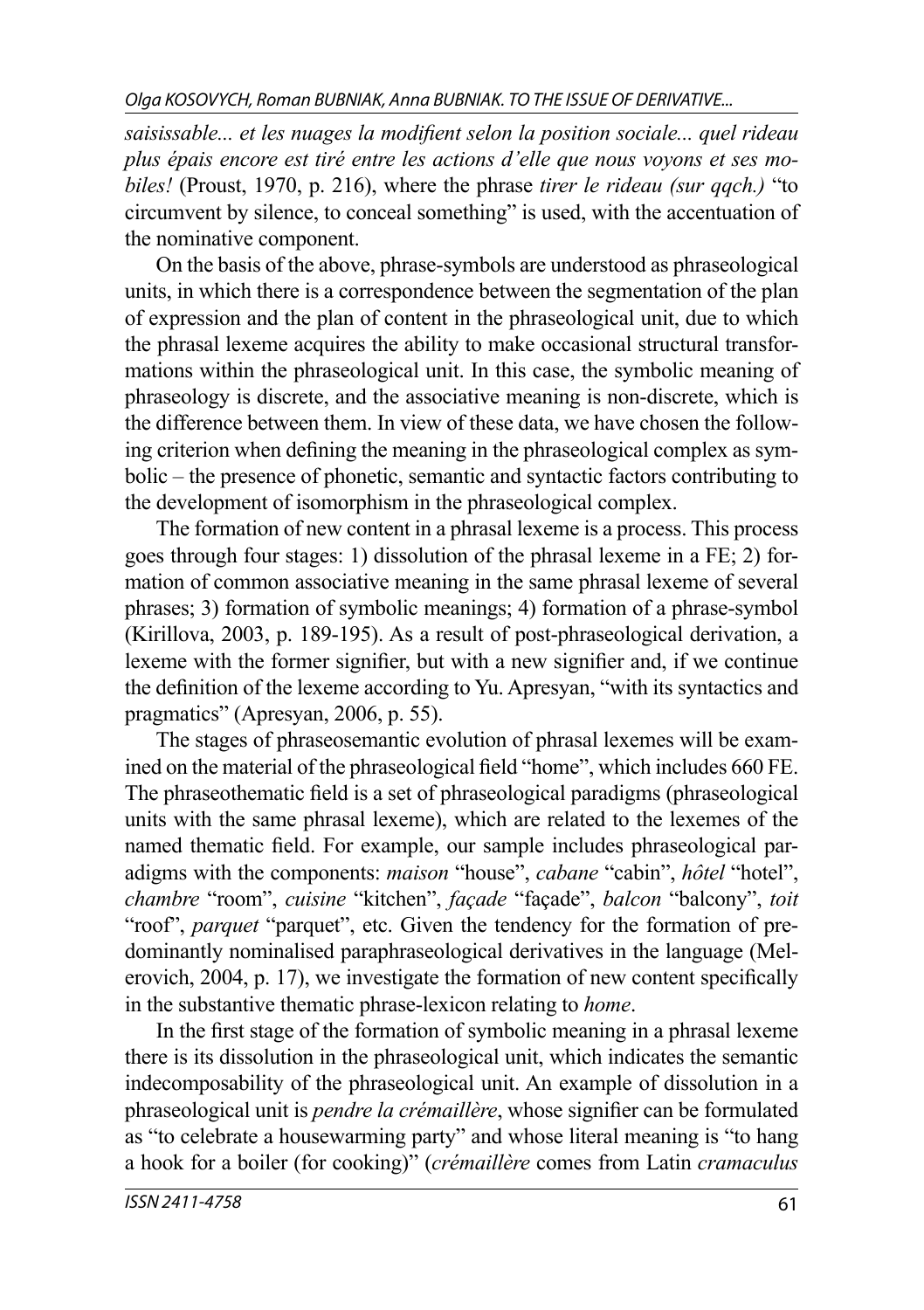*saisissable... et les nuages la modifient selon la position sociale... quel rideau plus épais encore est tiré entre les actions d'elle que nous voyons et ses mobiles!* (Proust, 1970, p. 216), where the phrase *tirer le rideau (sur qqch.)* "to circumvent by silence, to conceal something" is used, with the accentuation of the nominative component.

On the basis of the above, phrase-symbols are understood as phraseological units, in which there is a correspondence between the segmentation of the plan of expression and the plan of content in the phraseological unit, due to which the phrasal lexeme acquires the ability to make occasional structural transformations within the phraseological unit. In this case, the symbolic meaning of phraseology is discrete, and the associative meaning is non-discrete, which is the difference between them. In view of these data, we have chosen the following criterion when defining the meaning in the phraseological complex as symbolic – the presence of phonetic, semantic and syntactic factors contributing to the development of isomorphism in the phraseological complex.

The formation of new content in a phrasal lexeme is a process. This process goes through four stages: 1) dissolution of the phrasal lexeme in a FE; 2) formation of common associative meaning in the same phrasal lexeme of several phrases; 3) formation of symbolic meanings; 4) formation of a phrase-symbol (Kirillova, 2003, p. 189-195). As a result of post-phraseological derivation, a lexeme with the former signifier, but with a new signifier and, if we continue the definition of the lexeme according to Yu. Apresyan, "with its syntactics and pragmatics" (Apresyan, 2006, p. 55).

The stages of phraseosemantic evolution of phrasal lexemes will be examined on the material of the phraseological field "home", which includes 660 FE. The phraseothematic field is a set of phraseological paradigms (phraseological units with the same phrasal lexeme), which are related to the lexemes of the named thematic field. For example, our sample includes phraseological paradigms with the components: *maison* "house", *cabane* "cabin", *hôtel* "hotel", *chambre* "room", *cuisine* "kitchen", *façade* "façade", *balcon* "balcony", *toit* "roof", *parquet* "parquet", etc. Given the tendency for the formation of predominantly nominalised paraphraseological derivatives in the language (Melerovich, 2004, p. 17), we investigate the formation of new content specifically in the substantive thematic phrase-lexicon relating to *home*.

In the first stage of the formation of symbolic meaning in a phrasal lexeme there is its dissolution in the phraseological unit, which indicates the semantic indecomposability of the phraseological unit. An example of dissolution in a phraseological unit is *pendre la crémaillère*, whose signifier can be formulated as "to celebrate a housewarming party" and whose literal meaning is "to hang a hook for a boiler (for cooking)" (*crémaillère* comes from Latin *cramaculus*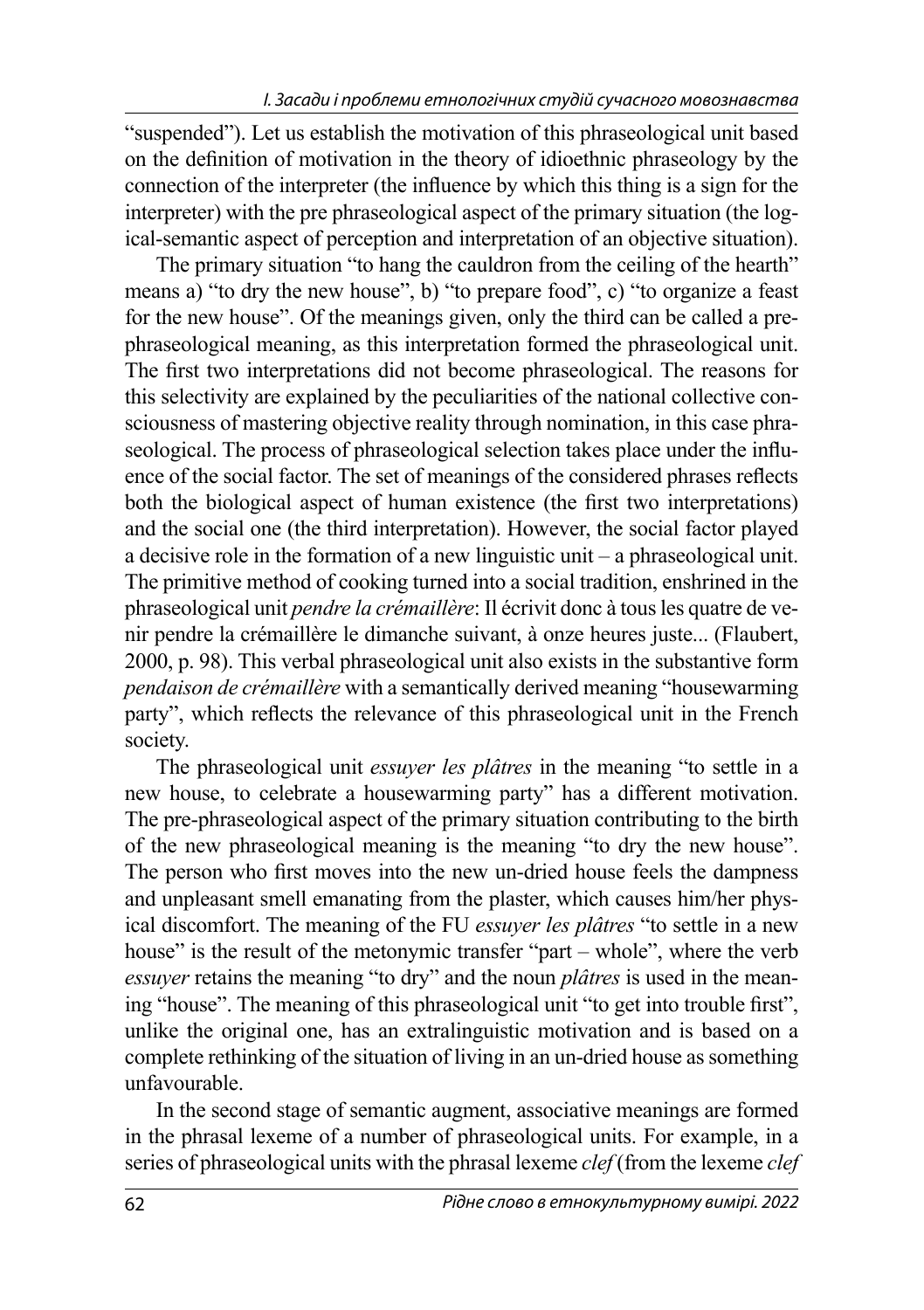"suspended"). Let us establish the motivation of this phraseological unit based on the definition of motivation in the theory of idioethnic phraseology by the connection of the interpreter (the influence by which this thing is a sign for the interpreter) with the pre phraseological aspect of the primary situation (the logical-semantic aspect of perception and interpretation of an objective situation).

The primary situation "to hang the cauldron from the ceiling of the hearth" means a) "to dry the new house", b) "to prepare food", c) "to organize a feast for the new house". Of the meanings given, only the third can be called a pre-phraseological meaning, as this interpretation formed the phraseological unit. The first two interpretations did not become phraseological. The reasons for this selectivity are explained by the peculiarities of the national collective consciousness of mastering objective reality through nomination, in this case phraseological. The process of phraseological selection takes place under the influence of the social factor. The set of meanings of the considered phrases reflects both the biological aspect of human existence (the first two interpretations) and the social one (the third interpretation). However, the social factor played a decisive role in the formation of a new linguistic unit – a phraseological unit. The primitive method of cooking turned into a social tradition, enshrined in the phraseological unit *pendre la crémaillère*: Il écrivit donc à tous les quatre de venir pendre la crémaillère le dimanche suivant, à onze heures juste... (Flaubert, 2000, p. 98). This verbal phraseological unit also exists in the substantive form *pendaison de crémaillère* with a semantically derived meaning "housewarming party", which reflects the relevance of this phraseological unit in the French society.

The phraseological unit *essuyer les plâtres* in the meaning "to settle in a new house, to celebrate a housewarming party" has a different motivation. The pre-phraseological aspect of the primary situation contributing to the birth of the new phraseological meaning is the meaning "to dry the new house". The person who first moves into the new un-dried house feels the dampness and unpleasant smell emanating from the plaster, which causes him/her physical discomfort. The meaning of the FU *essuyer les plâtres* "to settle in a new house" is the result of the metonymic transfer "part – whole", where the verb *essuyer* retains the meaning "to dry" and the noun *plâtres* is used in the meaning "house". The meaning of this phraseological unit "to get into trouble first", unlike the original one, has an extralinguistic motivation and is based on a complete rethinking of the situation of living in an un-dried house as something unfavourable.

In the second stage of semantic augment, associative meanings are formed in the phrasal lexeme of a number of phraseological units. For example, in a series of phraseological units with the phrasal lexeme *clef* (from the lexeme *clef*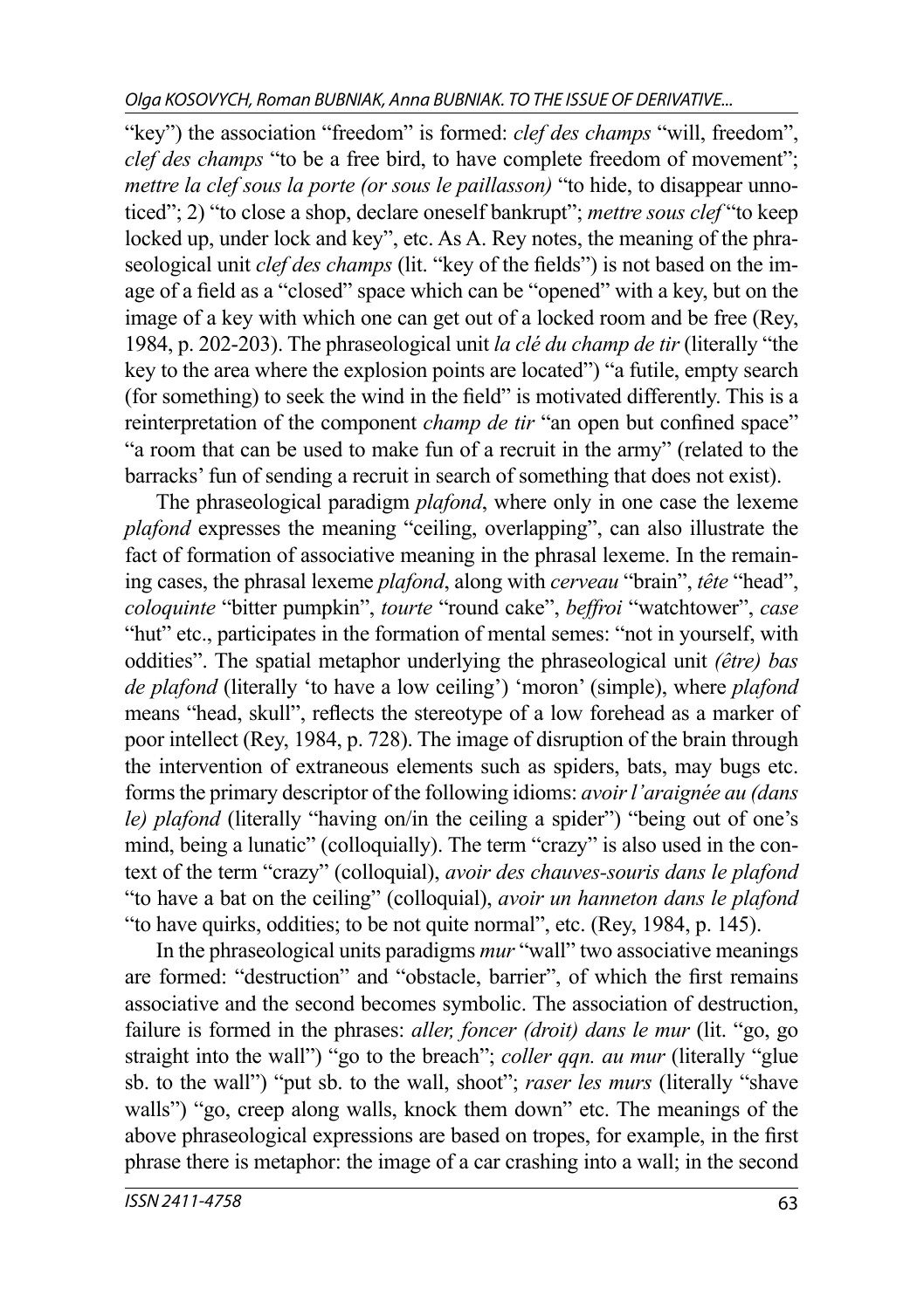"key") the association "freedom" is formed: *clef des champs* "will, freedom", *clef des champs* "to be a free bird, to have complete freedom of movement"; *mettre la clef sous la porte (or sous le paillasson)* "to hide, to disappear unnoticed"; 2) "to close a shop, declare oneself bankrupt"; *mettre sous clef* "to keep locked up, under lock and key", etc. As A. Rey notes, the meaning of the phraseological unit *clef des champs* (lit. "key of the fields") is not based on the image of a field as a "closed" space which can be "opened" with a key, but on the image of a key with which one can get out of a locked room and be free (Rey, 1984, p. 202-203). The phraseological unit *la clé du champ de tir* (literally "the key to the area where the explosion points are located") "a futile, empty search (for something) to seek the wind in the field" is motivated differently. This is a reinterpretation of the component *champ de tir* "an open but confined space" "a room that can be used to make fun of a recruit in the army" (related to the barracks' fun of sending a recruit in search of something that does not exist).

The phraseological paradigm *plafond*, where only in one case the lexeme *plafond* expresses the meaning "ceiling, overlapping", can also illustrate the fact of formation of associative meaning in the phrasal lexeme. In the remaining cases, the phrasal lexeme *plafond*, along with *cerveau* "brain", *tête* "head", *coloquinte* "bitter pumpkin", *tourte* "round cake", *beffroi* "watchtower", *case* "hut" etc., participates in the formation of mental semes: "not in yourself, with oddities". The spatial metaphor underlying the phraseological unit *(être) bas de plafond* (literally 'to have a low ceiling') 'moron' (simple), where *plafond* means "head, skull", reflects the stereotype of a low forehead as a marker of poor intellect (Rey, 1984, p. 728). The image of disruption of the brain through the intervention of extraneous elements such as spiders, bats, may bugs etc. forms the primary descriptor of the following idioms: *avoir l'araignée au (dans le) plafond* (literally "having on/in the ceiling a spider") "being out of one's mind, being a lunatic" (colloquially). The term "crazy" is also used in the context of the term "crazy" (colloquial), *avoir des chauves-souris dans le plafond* "to have a bat on the ceiling" (colloquial), *avoir un hanneton dans le plafond* "to have quirks, oddities; to be not quite normal", etc. (Rey, 1984, p. 145).

In the phraseological units paradigms *mur* "wall" two associative meanings are formed: "destruction" and "obstacle, barrier", of which the first remains associative and the second becomes symbolic. The association of destruction, failure is formed in the phrases: *aller, foncer (droit) dans le mur* (lit. "go, go straight into the wall") "go to the breach"; *coller qqn. au mur* (literally "glue sb. to the wall") "put sb. to the wall, shoot"; *raser les murs* (literally "shave walls") "go, creep along walls, knock them down" etc. The meanings of the above phraseological expressions are based on tropes, for example, in the first phrase there is metaphor: the image of a car crashing into a wall; in the second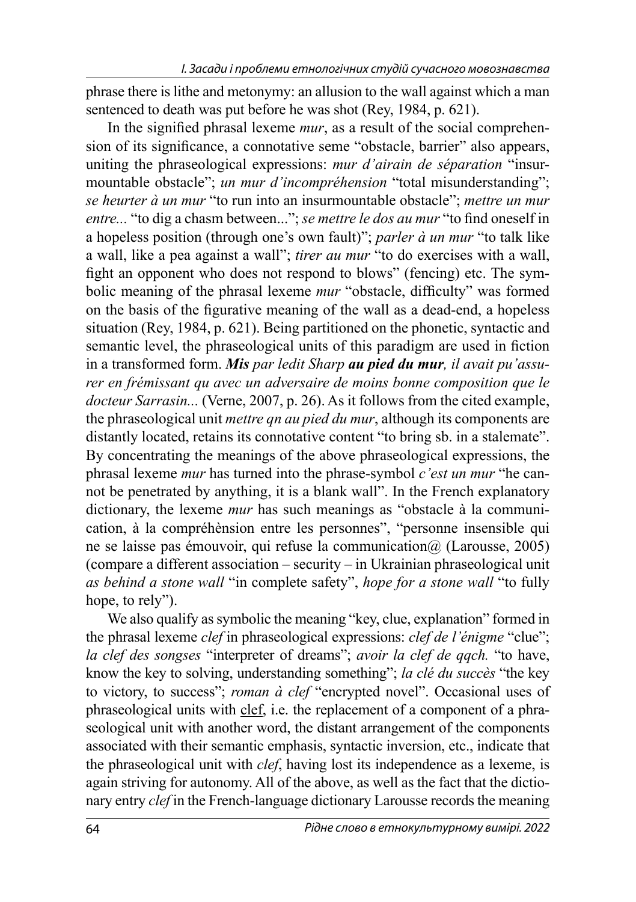phrase there is lithe and metonymy: an allusion to the wall against which a man sentenced to death was put before he was shot (Rey, 1984, p. 621).

In the signified phrasal lexeme *mur*, as a result of the social comprehension of its significance, a connotative seme "obstacle, barrier" also appears, uniting the phraseological expressions: *mur d'airain de séparation* "insurmountable obstacle"; *un mur d'incompréhension* "total misunderstanding"; *se heurter à un mur* "to run into an insurmountable obstacle"; *mettre un mur entre...* "to dig a chasm between..."; *se mettre le dos au mur* "to find oneself in a hopeless position (through one's own fault)"; *parler à un mur* "to talk like a wall, like a pea against a wall"; *tirer au mur* "to do exercises with a wall, fight an opponent who does not respond to blows" (fencing) etc. The symbolic meaning of the phrasal lexeme *mur* "obstacle, difficulty" was formed on the basis of the figurative meaning of the wall as a dead-end, a hopeless situation (Rey, 1984, p. 621). Being partitioned on the phonetic, syntactic and semantic level, the phraseological units of this paradigm are used in fiction in a transformed form. ***Mis*** *par ledit Sharp* ***au pied du mur****, il avait pu'assurer en frémissant qu avec un adversaire de moins bonne composition que le docteur Sarrasin...* (Verne, 2007, p. 26). As it follows from the cited example, the phraseological unit *mettre qn au pied du mur*, although its components are distantly located, retains its connotative content "to bring sb. in a stalemate". By concentrating the meanings of the above phraseological expressions, the phrasal lexeme *mur* has turned into the phrase-symbol *c'est un mur* "he cannot be penetrated by anything, it is a blank wall". In the French explanatory dictionary, the lexeme *mur* has such meanings as "obstacle à la communication, à la compréhènsion entre les personnes", "personne insensible qui ne se laisse pas émouvoir, qui refuse la communication@ (Larousse, 2005) (compare a different association – security – in Ukrainian phraseological unit *as behind a stone wall* "in complete safety", *hope for a stone wall* "to fully hope, to rely").

We also qualify as symbolic the meaning "key, clue, explanation" formed in the phrasal lexeme *clef* in phraseological expressions: *clef de l'énigme* "clue"; *la clef des songses* "interpreter of dreams"; *avoir la clef de qqch.* "to have, know the key to solving, understanding something"; *la clé du succès* "the key to victory, to success"; *roman à clef* "encrypted novel". Occasional uses of phraseological units with clef, i.e. the replacement of a component of a phraseological unit with another word, the distant arrangement of the components associated with their semantic emphasis, syntactic inversion, etc., indicate that the phraseological unit with *clef*, having lost its independence as a lexeme, is again striving for autonomy. All of the above, as well as the fact that the dictionary entry *clef* in the French-language dictionary Larousse records the meaning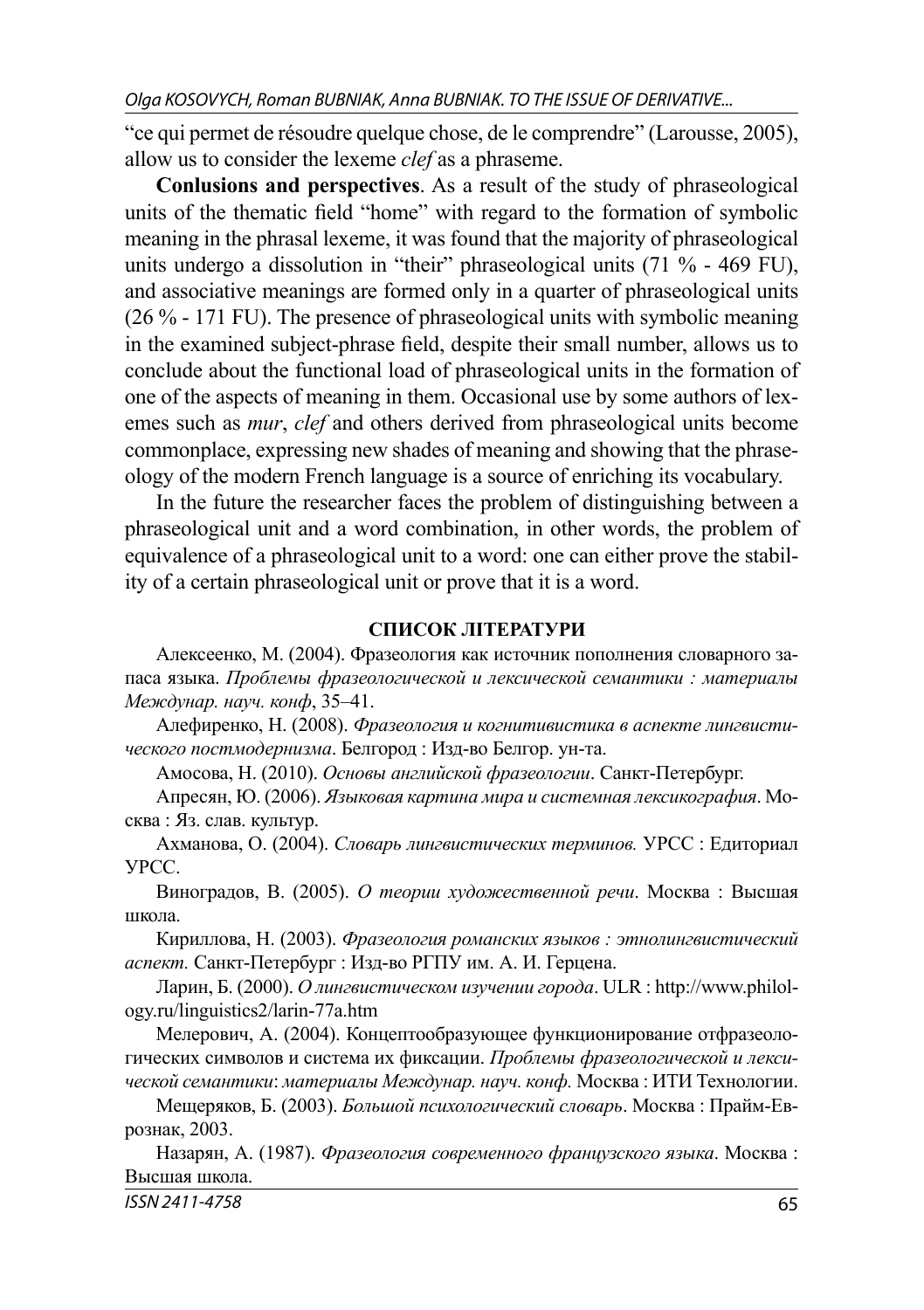"ce qui permet de résoudre quelque chose, de le comprendre" (Larousse, 2005), allow us to consider the lexeme *clef* as a phraseme.

**Conlusions and perspectives**. As a result of the study of phraseological units of the thematic field "home" with regard to the formation of symbolic meaning in the phrasal lexeme, it was found that the majority of phraseological units undergo a dissolution in "their" phraseological units (71 % - 469 FU), and associative meanings are formed only in a quarter of phraseological units (26 % - 171 FU). The presence of phraseological units with symbolic meaning in the examined subject-phrase field, despite their small number, allows us to conclude about the functional load of phraseological units in the formation of one of the aspects of meaning in them. Occasional use by some authors of lexemes such as *mur*, *clef* and others derived from phraseological units become commonplace, expressing new shades of meaning and showing that the phraseology of the modern French language is a source of enriching its vocabulary.

In the future the researcher faces the problem of distinguishing between a phraseological unit and a word combination, in other words, the problem of equivalence of a phraseological unit to a word: one can either prove the stability of a certain phraseological unit or prove that it is a word.

## СПИСОК ЛІТЕРАТУРИ

Алексеенко, М. (2004). Фразеология как источник пополнения словарного запаса языка. *Проблемы фразеологической и лексической семантики : материалы Междунар. науч. конф*, 35–41.

Алефиренко, Н. (2008). *Фразеология и когнитивистика в аспекте лингвистического постмодернизма*. Белгород : Изд-во Белгор. ун-та.

Амосова, Н. (2010). *Основы английской фразеологии*. Санкт-Петербург.

Апресян, Ю. (2006). *Языковая картина мира и системная лексикография*. Москва : Яз. слав. культур.

Ахманова, О. (2004). *Словарь лингвистических терминов.* УРСС : Едиториал УРСС.

Виноградов, В. (2005). *О теории художественной речи*. Москва : Высшая школа.

Кириллова, Н. (2003). *Фразеология романских языков : этнолингвистический аспект.* Санкт-Петербург : Изд-во РГПУ им. А. И. Герцена.

Ларин, Б. (2000). *О лингвистическом изучении города*. ULR : http://www.philology.ru/linguistics2/larin-77a.htm

Мелерович, А. (2004). Концептообразующее функционирование отфразеологических символов и система их фиксации. *Проблемы фразеологической и лексической семантики*: *материалы Междунар. науч. конф.* Москва : ИТИ Технологии.

Мещеряков, Б. (2003). *Большой психологический словарь*. Москва : Прайм-Еврознак, 2003.

Назарян, А. (1987). *Фразеология современного французского языка*. Москва : Высшая школа.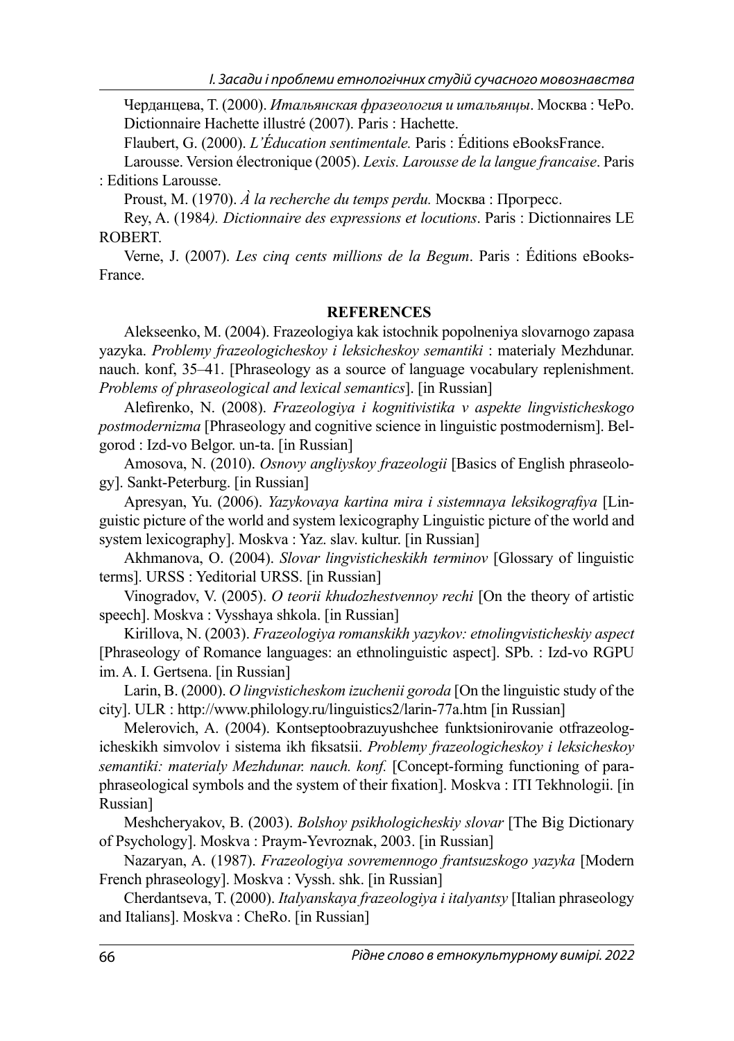Черданцева, Т. (2000). *Итальянская фразеология и итальянцы*. Москва : ЧеРо.

Dictionnaire Hachette illustré (2007). Paris : Hachette.

Flaubert, G. (2000). *L'Éducation sentimentale.* Paris : Éditions eBooksFrance.

Larousse. Version électronique (2005). *Lexis. Larousse de la langue francaise*. Paris : Editions Larousse.

Proust, M. (1970). *À la recherche du temps perdu.* Москва : Прогресс.

Rey, A. (1984*). Dictionnaire des expressions et locutions*. Paris : Dictionnaires LE ROBERT.

Verne, J. (2007). *Les cinq cents millions de la Begum*. Paris : Éditions eBooks-France.

**REFERENCES**

Alekseenko, M. (2004). Frazeologiya kak istochnik popolneniya slovarnogo zapasa yazyka. *Problemy frazeologicheskoy i leksicheskoy semantiki* : materialy Mezhdunar. nauch. konf, 35–41. [Phraseology as a source of language vocabulary replenishment. *Problems of phraseological and lexical semantics*]. [in Russian]

Alefirenko, N. (2008). *Frazeologiya i kognitivistika v aspekte lingvisticheskogo postmodernizma* [Phraseology and cognitive science in linguistic postmodernism]. Belgorod : Izd-vo Belgor. un-ta. [in Russian]

Amosova, N. (2010). *Osnovy angliyskoy frazeologii* [Basics of English phraseology]. Sankt-Peterburg. [in Russian]

Apresyan, Yu. (2006). *Yazykovaya kartina mira i sistemnaya leksikografiya* [Linguistic picture of the world and system lexicography Linguistic picture of the world and system lexicography]. Moskva : Yaz. slav. kultur. [in Russian]

Akhmanova, O. (2004). *Slovar lingvisticheskikh terminov* [Glossary of linguistic terms]. URSS : Yeditorial URSS. [in Russian]

Vinogradov, V. (2005). *O teorii khudozhestvennoy rechi* [On the theory of artistic speech]. Moskva : Vysshaya shkola. [in Russian]

Kirillova, N. (2003). *Frazeologiya romanskikh yazykov: etnolingvisticheskiy aspect* [Phraseology of Romance languages: an ethnolinguistic aspect]. SPb. : Izd-vo RGPU im. A. I. Gertsena. [in Russian]

Larin, B. (2000). *O lingvisticheskom izuchenii goroda* [On the linguistic study of the city]. ULR : http://www.philology.ru/linguistics2/larin-77a.htm [in Russian]

Melerovich, A. (2004). Kontseptoobrazuyushchee funktsionirovanie otfrazeologicheskikh simvolov i sistema ikh fiksatsii. *Problemy frazeologicheskoy i leksicheskoy semantiki: materialy Mezhdunar. nauch. konf.* [Concept-forming functioning of paraphraseological symbols and the system of their fixation]. Moskva : ITI Tekhnologii. [in Russian]

Meshcheryakov, B. (2003). *Bolshoy psikhologicheskiy slovar* [The Big Dictionary of Psychology]. Moskva : Praym-Yevroznak, 2003. [in Russian]

Nazaryan, A. (1987). *Frazeologiya sovremennogo frantsuzskogo yazyka* [Modern French phraseology]. Moskva : Vyssh. shk. [in Russian]

Cherdantseva, T. (2000). *Italyanskaya frazeologiya i italyantsy* [Italian phraseology and Italians]. Moskva : CheRo. [in Russian]